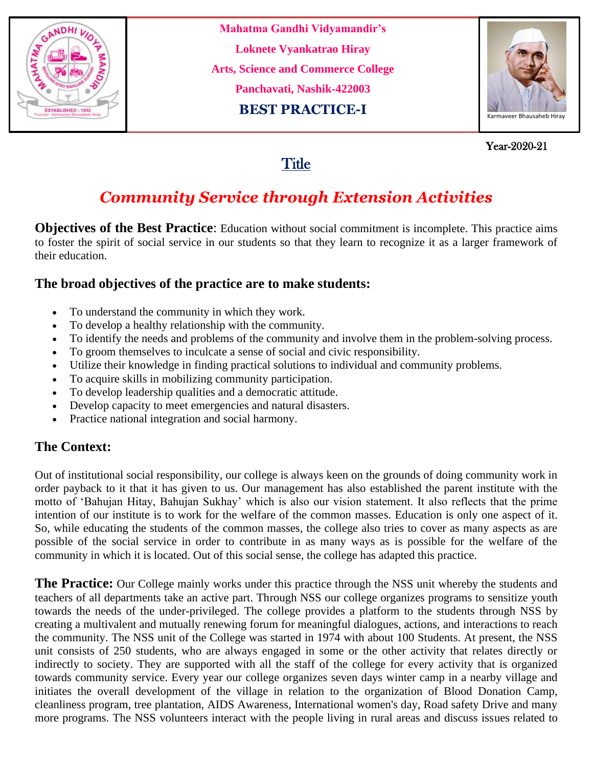**Mahatma Gandhi Vidyamandir's**

**Loknete Vyankatrao Hiray**

**Arts, Science and Commerce College**

**Panchavati, Nashik-422003**

**BEST PRACTICE-I**

Karmaveer Bhausaheb Hiray

Year-2020-21

# Title

## *Community Service through Extension Activities*

**Objectives of the Best Practice**: Education without social commitment is incomplete. This practice aims to foster the spirit of social service in our students so that they learn to recognize it as a larger framework of their education.

### The broad objectives of the practice are to make students:

- To understand the community in which they work.
- To develop a healthy relationship with the community.
- To identify the needs and problems of the community and involve them in the problem-solving process.
- To groom themselves to inculcate a sense of social and civic responsibility.
- Utilize their knowledge in finding practical solutions to individual and community problems.
- To acquire skills in mobilizing community participation.
- To develop leadership qualities and a democratic attitude.
- Develop capacity to meet emergencies and natural disasters.
- Practice national integration and social harmony.

### The Context:

Out of institutional social responsibility, our college is always keen on the grounds of doing community work in order payback to it that it has given to us. Our management has also established the parent institute with the motto of 'Bahujan Hitay, Bahujan Sukhay' which is also our vision statement. It also reflects that the prime intention of our institute is to work for the welfare of the common masses. Education is only one aspect of it. So, while educating the students of the common masses, the college also tries to cover as many aspects as are possible of the social service in order to contribute in as many ways as is possible for the welfare of the community in which it is located. Out of this social sense, the college has adapted this practice.

**The Practice:** Our College mainly works under this practice through the NSS unit whereby the students and teachers of all departments take an active part. Through NSS our college organizes programs to sensitize youth towards the needs of the under-privileged. The college provides a platform to the students through NSS by creating a multivalent and mutually renewing forum for meaningful dialogues, actions, and interactions to reach the community. The NSS unit of the College was started in 1974 with about 100 Students. At present, the NSS unit consists of 250 students, who are always engaged in some or the other activity that relates directly or indirectly to society. They are supported with all the staff of the college for every activity that is organized towards community service. Every year our college organizes seven days winter camp in a nearby village and initiates the overall development of the village in relation to the organization of Blood Donation Camp, cleanliness program, tree plantation, AIDS Awareness, International women's day, Road safety Drive and many more programs. The NSS volunteers interact with the people living in rural areas and discuss issues related to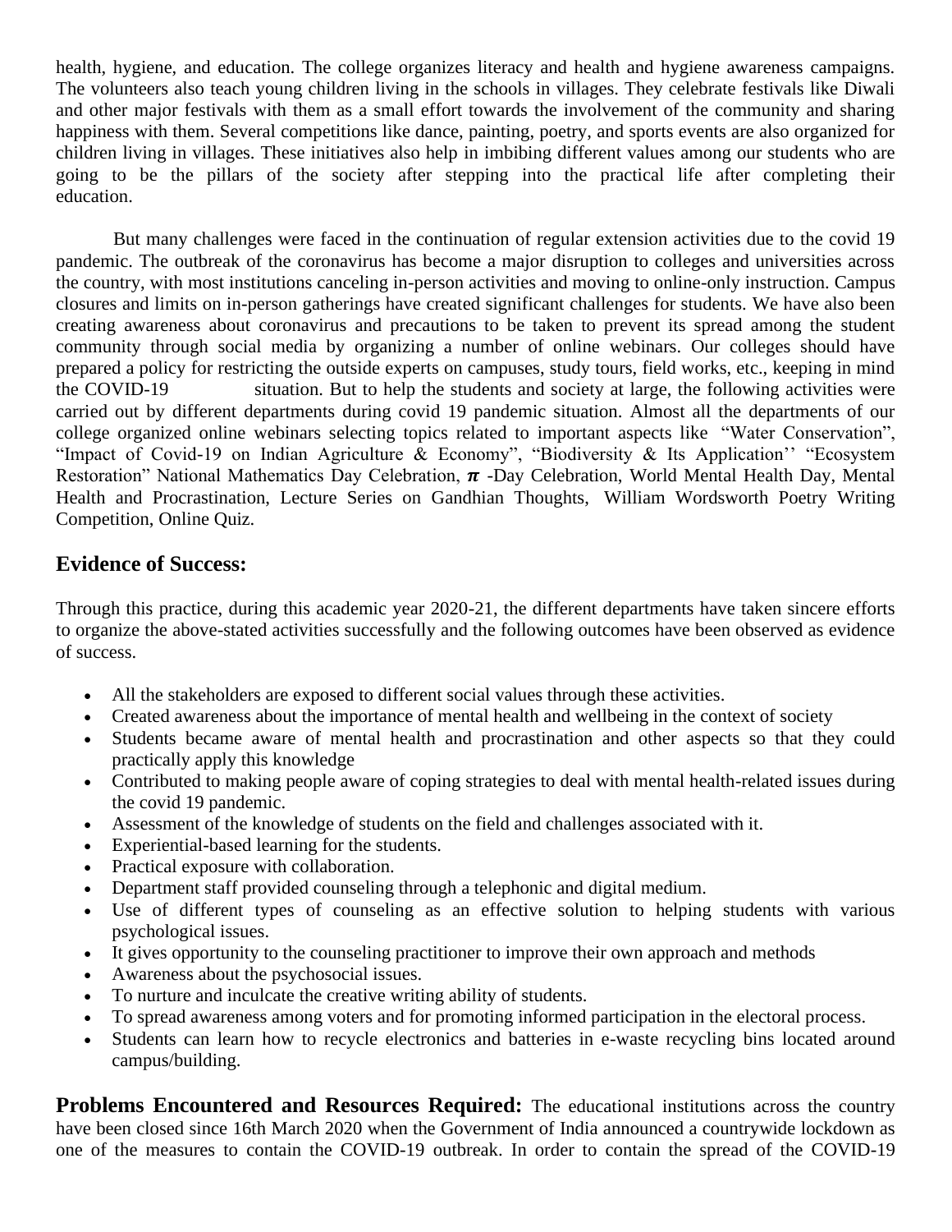health, hygiene, and education. The college organizes literacy and health and hygiene awareness campaigns. The volunteers also teach young children living in the schools in villages. They celebrate festivals like Diwali and other major festivals with them as a small effort towards the involvement of the community and sharing happiness with them. Several competitions like dance, painting, poetry, and sports events are also organized for children living in villages. These initiatives also help in imbibing different values among our students who are going to be the pillars of the society after stepping into the practical life after completing their education.

But many challenges were faced in the continuation of regular extension activities due to the covid 19 pandemic. The outbreak of the coronavirus has become a major disruption to colleges and universities across the country, with most institutions canceling in-person activities and moving to online-only instruction. Campus closures and limits on in-person gatherings have created significant challenges for students. We have also been creating awareness about coronavirus and precautions to be taken to prevent its spread among the student community through social media by organizing a number of online webinars. Our colleges should have prepared a policy for restricting the outside experts on campuses, study tours, field works, etc., keeping in mind the COVID-19 situation. But to help the students and society at large, the following activities were carried out by different departments during covid 19 pandemic situation. Almost all the departments of our college organized online webinars selecting topics related to important aspects like "Water Conservation", "Impact of Covid-19 on Indian Agriculture & Economy", "Biodiversity & Its Application'' "Ecosystem Restoration" National Mathematics Day Celebration, $\boldsymbol{\pi}$ -Day Celebration, World Mental Health Day, Mental Health and Procrastination, Lecture Series on Gandhian Thoughts, William Wordsworth Poetry Writing Competition, Online Quiz.

## Evidence of Success:

Through this practice, during this academic year 2020-21, the different departments have taken sincere efforts to organize the above-stated activities successfully and the following outcomes have been observed as evidence of success.

- All the stakeholders are exposed to different social values through these activities.
- Created awareness about the importance of mental health and wellbeing in the context of society
- Students became aware of mental health and procrastination and other aspects so that they could practically apply this knowledge
- Contributed to making people aware of coping strategies to deal with mental health-related issues during the covid 19 pandemic.
- Assessment of the knowledge of students on the field and challenges associated with it.
- Experiential-based learning for the students.
- Practical exposure with collaboration.
- Department staff provided counseling through a telephonic and digital medium.
- Use of different types of counseling as an effective solution to helping students with various psychological issues.
- It gives opportunity to the counseling practitioner to improve their own approach and methods
- Awareness about the psychosocial issues.
- To nurture and inculcate the creative writing ability of students.
- To spread awareness among voters and for promoting informed participation in the electoral process.
- Students can learn how to recycle electronics and batteries in e-waste recycling bins located around campus/building.

**Problems Encountered and Resources Required:** The educational institutions across the country have been closed since 16th March 2020 when the Government of India announced a countrywide lockdown as one of the measures to contain the COVID-19 outbreak. In order to contain the spread of the COVID-19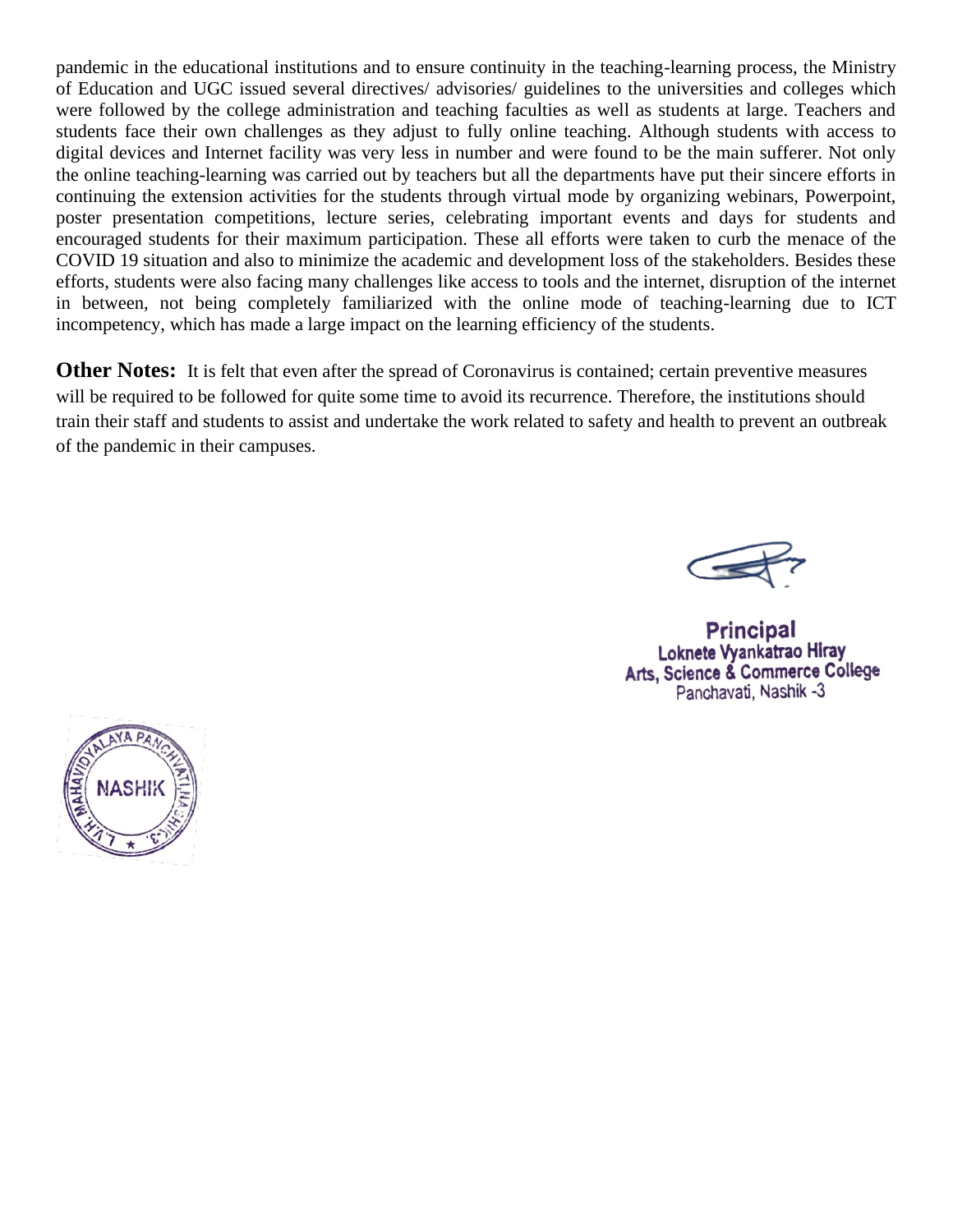pandemic in the educational institutions and to ensure continuity in the teaching-learning process, the Ministry of Education and UGC issued several directives/ advisories/ guidelines to the universities and colleges which were followed by the college administration and teaching faculties as well as students at large. Teachers and students face their own challenges as they adjust to fully online teaching. Although students with access to digital devices and Internet facility was very less in number and were found to be the main sufferer. Not only the online teaching-learning was carried out by teachers but all the departments have put their sincere efforts in continuing the extension activities for the students through virtual mode by organizing webinars, Powerpoint, poster presentation competitions, lecture series, celebrating important events and days for students and encouraged students for their maximum participation. These all efforts were taken to curb the menace of the COVID 19 situation and also to minimize the academic and development loss of the stakeholders. Besides these efforts, students were also facing many challenges like access to tools and the internet, disruption of the internet in between, not being completely familiarized with the online mode of teaching-learning due to ICT incompetency, which has made a large impact on the learning efficiency of the students.

**Other Notes:** It is felt that even after the spread of Coronavirus is contained; certain preventive measures will be required to be followed for quite some time to avoid its recurrence. Therefore, the institutions should train their staff and students to assist and undertake the work related to safety and health to prevent an outbreak of the pandemic in their campuses.

**Principal**
**Loknete Vyankatrao Hiray**
**Arts, Science & Commerce College**
Panchavati, Nashik -3

L.V.H. MAHAVIDYALAYA PANCHVATI NASHIK-3.
NASHIK